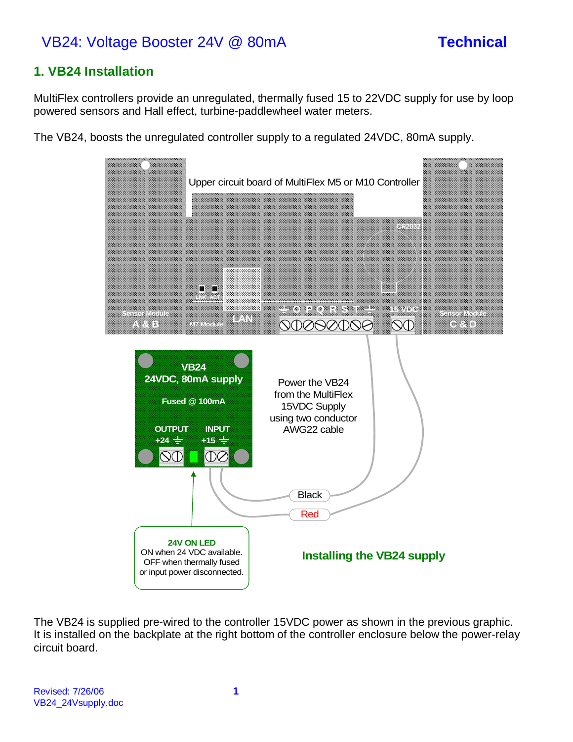# VB24: Voltage Booster 24V @ 80mA — Technical

## 1. VB24 Installation

MultiFlex controllers provide an unregulated, thermally fused 15 to 22VDC supply for use by loop powered sensors and Hall effect, turbine-paddlewheel water meters.

The VB24, boosts the unregulated controller supply to a regulated 24VDC, 80mA supply.

Upper circuit board of MultiFlex M5 or M10 Controller

Power the VB24 from the MultiFlex 15VDC Supply using two conductor AWG22 cable

**24V ON LED**
ON when 24 VDC available.
OFF when thermally fused or input power disconnected.

**Installing the VB24 supply**

The VB24 is supplied pre-wired to the controller 15VDC power as shown in the previous graphic. It is installed on the backplate at the right bottom of the controller enclosure below the power-relay circuit board.

Revised: 7/26/06
VB24_24Vsupply.doc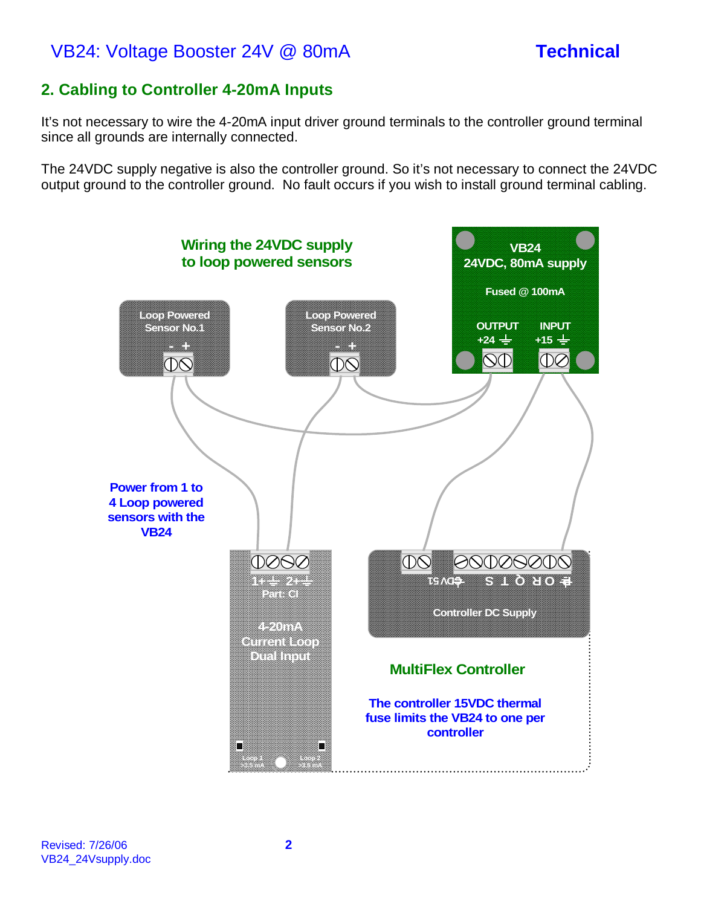## 2. Cabling to Controller 4-20mA Inputs

It's not necessary to wire the 4-20mA input driver ground terminals to the controller ground terminal since all grounds are internally connected.

The 24VDC supply negative is also the controller ground. So it's not necessary to connect the 24VDC output ground to the controller ground. No fault occurs if you wish to install ground terminal cabling.

**Wiring the 24VDC supply to loop powered sensors**

**VB24 24VDC, 80mA supply**

Fused @ 100mA

OUTPUT +24 ⏚    INPUT +15 ⏚

Loop Powered Sensor No.1 (- +)

Loop Powered Sensor No.2 (- +)

**Power from 1 to 4 Loop powered sensors with the VB24**

1+ ⏚ 2+ ⏚
Part: CI

4-20mA Current Loop Dual Input

Loop 1 >3.5 mA    Loop 2 >3.5 mA

Controller DC Supply

**MultiFlex Controller**

**The controller 15VDC thermal fuse limits the VB24 to one per controller**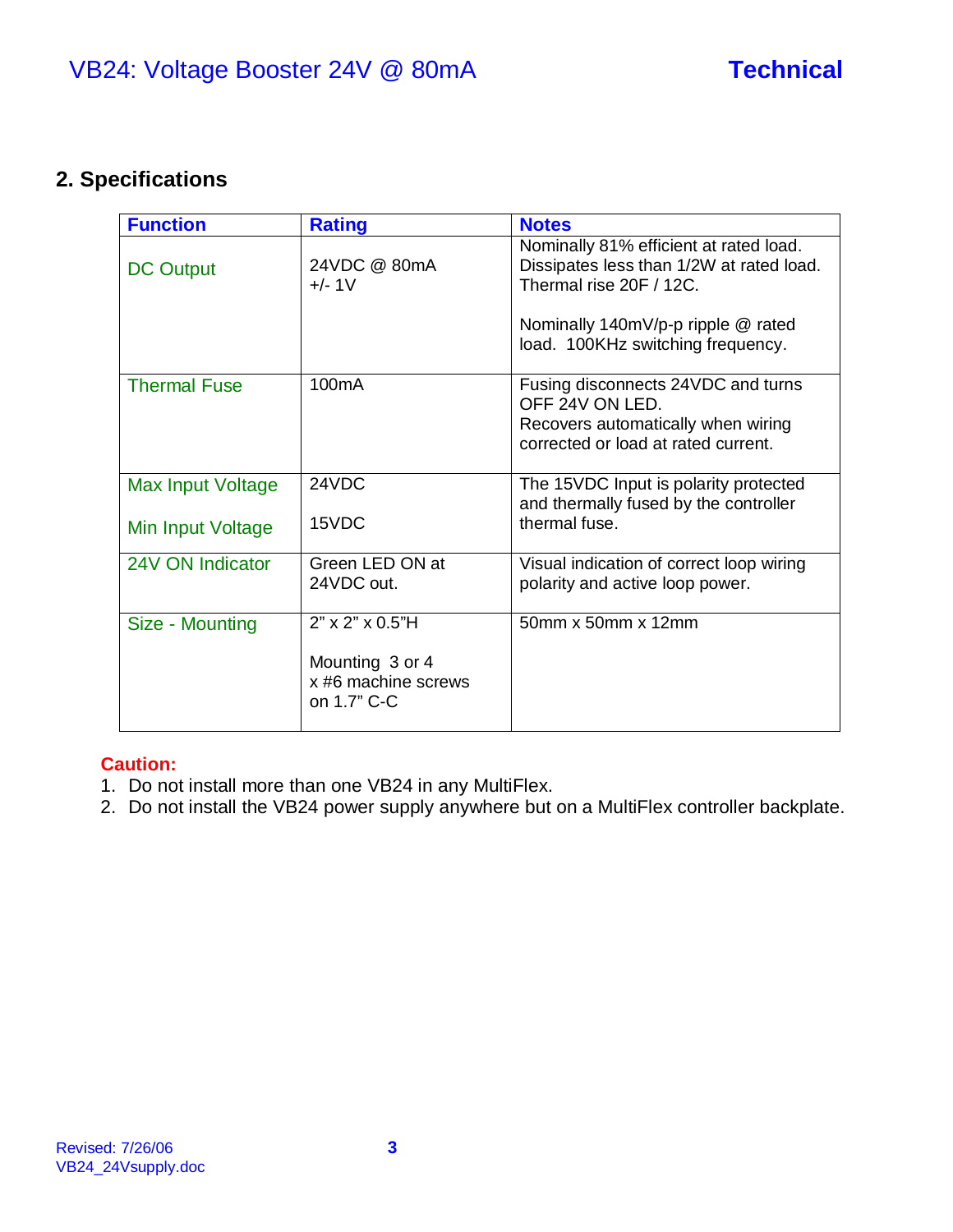## 2. Specifications

| Function | Rating | Notes |
|---|---|---|
| DC Output | 24VDC @ 80mA +/- 1V | Nominally 81% efficient at rated load. Dissipates less than 1/2W at rated load. Thermal rise 20F / 12C.<br><br>Nominally 140mV/p-p ripple @ rated load. 100KHz switching frequency. |
| Thermal Fuse | 100mA | Fusing disconnects 24VDC and turns OFF 24V ON LED. Recovers automatically when wiring corrected or load at rated current. |
| Max Input Voltage<br><br>Min Input Voltage | 24VDC<br><br>15VDC | The 15VDC Input is polarity protected and thermally fused by the controller thermal fuse. |
| 24V ON Indicator | Green LED ON at 24VDC out. | Visual indication of correct loop wiring polarity and active loop power. |
| Size - Mounting | 2" x 2" x 0.5"H<br><br>Mounting 3 or 4 x #6 machine screws on 1.7" C-C | 50mm x 50mm x 12mm |

**Caution:**

1. Do not install more than one VB24 in any MultiFlex.
2. Do not install the VB24 power supply anywhere but on a MultiFlex controller backplate.